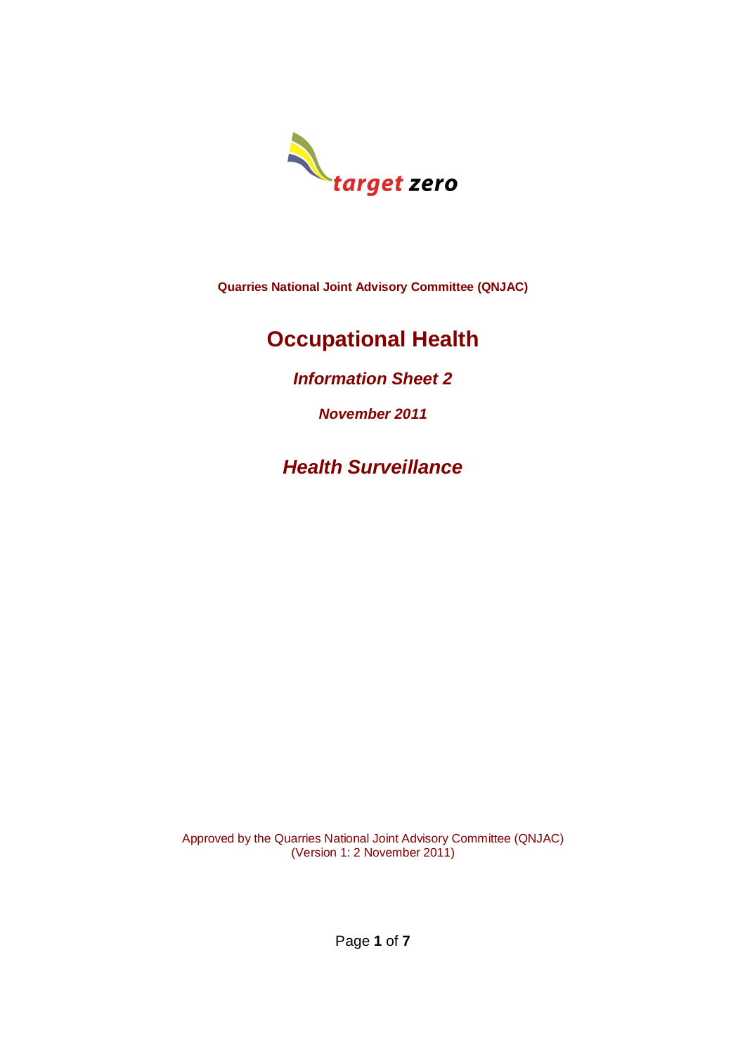target zero

**Quarries National Joint Advisory Committee (QNJAC)**

# Occupational Health

## *Information Sheet 2*

***November 2011***

## *Health Surveillance*

Approved by the Quarries National Joint Advisory Committee (QNJAC)
(Version 1: 2 November 2011)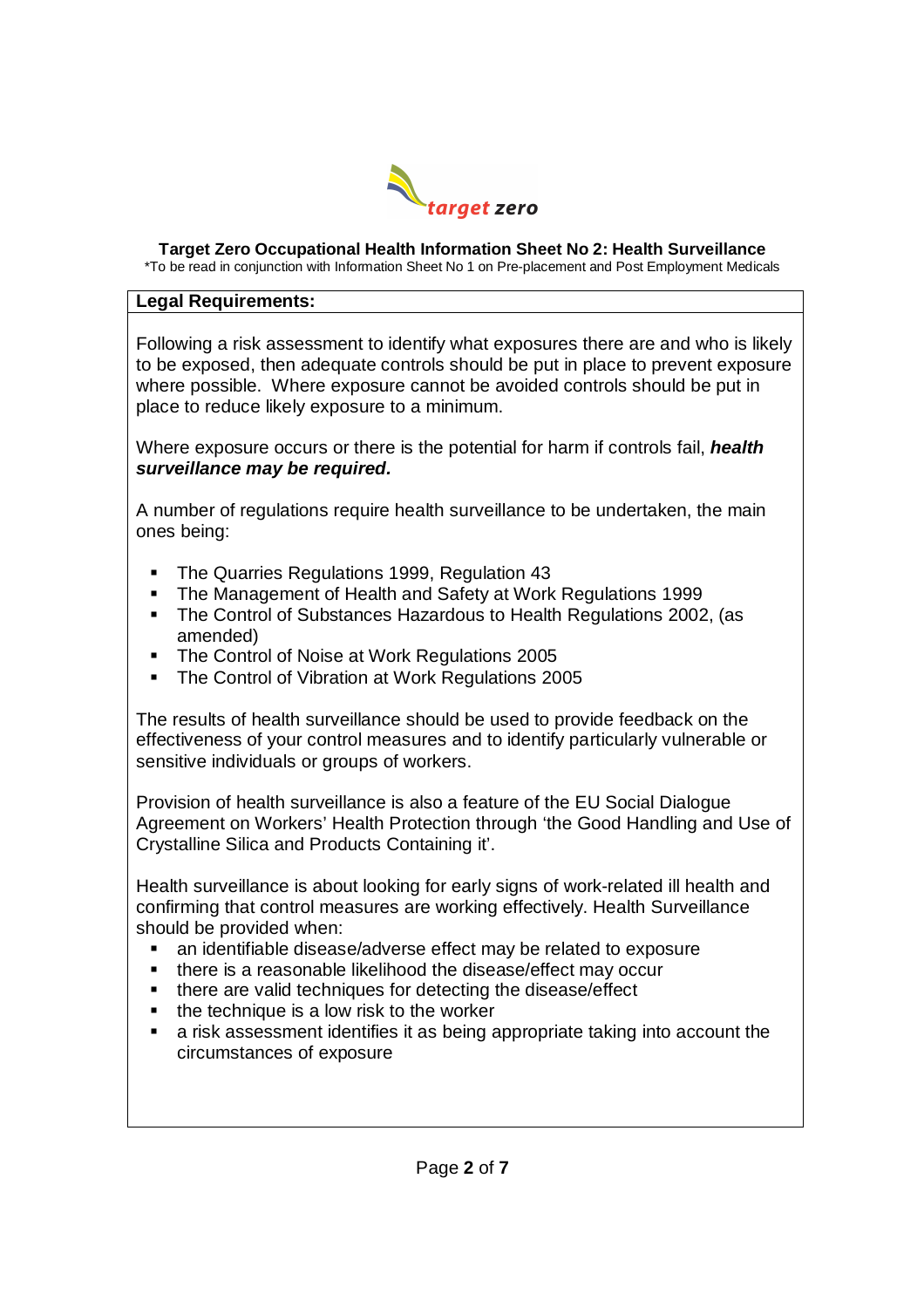# Target Zero Occupational Health Information Sheet No 2: Health Surveillance

*To be read in conjunction with Information Sheet No 1 on Pre-placement and Post Employment Medicals

## Legal Requirements:

Following a risk assessment to identify what exposures there are and who is likely to be exposed, then adequate controls should be put in place to prevent exposure where possible. Where exposure cannot be avoided controls should be put in place to reduce likely exposure to a minimum.

Where exposure occurs or there is the potential for harm if controls fail, ***health surveillance may be required.***

A number of regulations require health surveillance to be undertaken, the main ones being:

- The Quarries Regulations 1999, Regulation 43
- The Management of Health and Safety at Work Regulations 1999
- The Control of Substances Hazardous to Health Regulations 2002, (as amended)
- The Control of Noise at Work Regulations 2005
- The Control of Vibration at Work Regulations 2005

The results of health surveillance should be used to provide feedback on the effectiveness of your control measures and to identify particularly vulnerable or sensitive individuals or groups of workers.

Provision of health surveillance is also a feature of the EU Social Dialogue Agreement on Workers' Health Protection through 'the Good Handling and Use of Crystalline Silica and Products Containing it'.

Health surveillance is about looking for early signs of work-related ill health and confirming that control measures are working effectively. Health Surveillance should be provided when:

- an identifiable disease/adverse effect may be related to exposure
- there is a reasonable likelihood the disease/effect may occur
- there are valid techniques for detecting the disease/effect
- the technique is a low risk to the worker
- a risk assessment identifies it as being appropriate taking into account the circumstances of exposure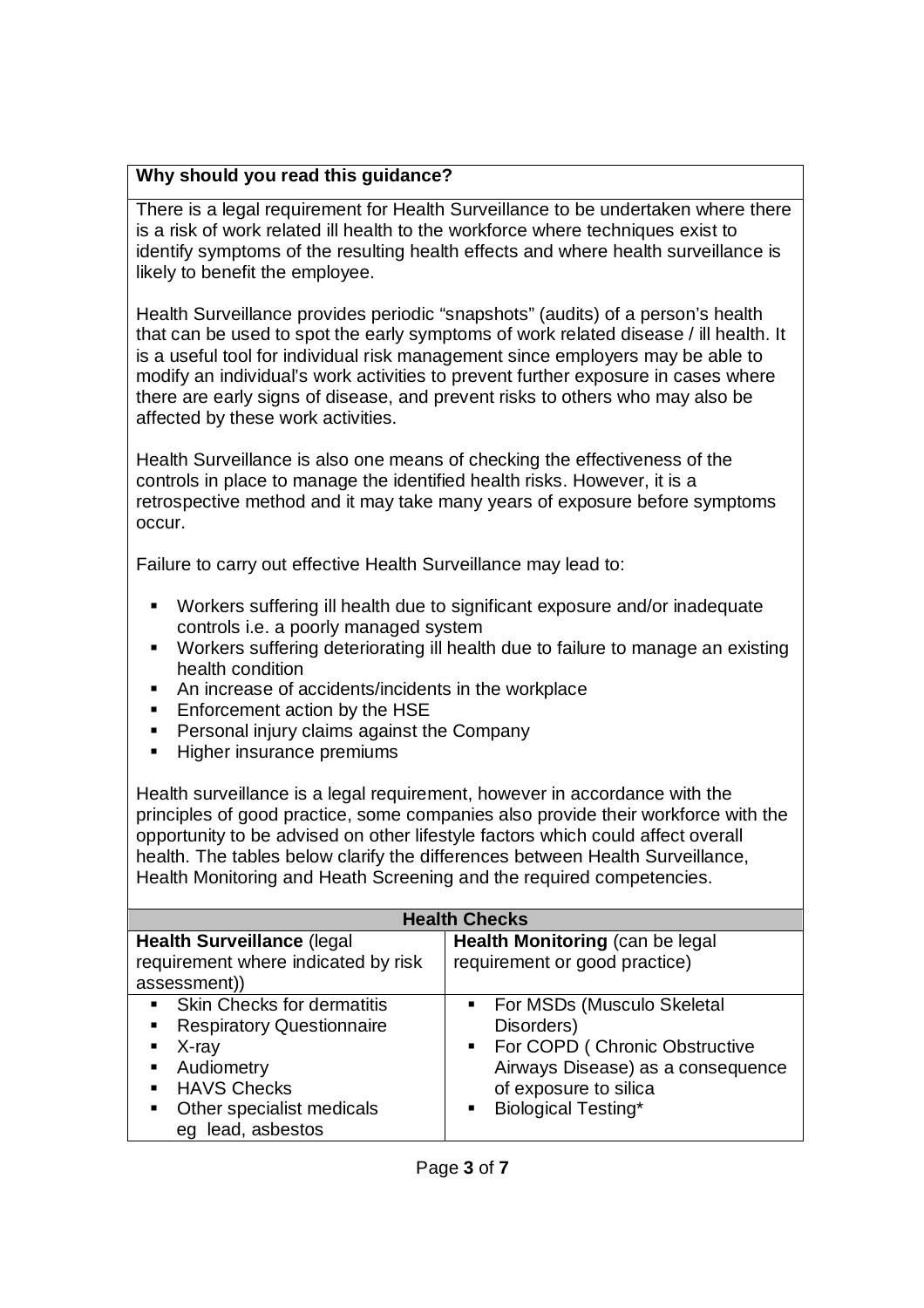**Why should you read this guidance?**

There is a legal requirement for Health Surveillance to be undertaken where there is a risk of work related ill health to the workforce where techniques exist to identify symptoms of the resulting health effects and where health surveillance is likely to benefit the employee.

Health Surveillance provides periodic "snapshots" (audits) of a person's health that can be used to spot the early symptoms of work related disease / ill health. It is a useful tool for individual risk management since employers may be able to modify an individual's work activities to prevent further exposure in cases where there are early signs of disease, and prevent risks to others who may also be affected by these work activities.

Health Surveillance is also one means of checking the effectiveness of the controls in place to manage the identified health risks. However, it is a retrospective method and it may take many years of exposure before symptoms occur.

Failure to carry out effective Health Surveillance may lead to:

- Workers suffering ill health due to significant exposure and/or inadequate controls i.e. a poorly managed system
- Workers suffering deteriorating ill health due to failure to manage an existing health condition
- An increase of accidents/incidents in the workplace
- Enforcement action by the HSE
- Personal injury claims against the Company
- Higher insurance premiums

Health surveillance is a legal requirement, however in accordance with the principles of good practice, some companies also provide their workforce with the opportunity to be advised on other lifestyle factors which could affect overall health. The tables below clarify the differences between Health Surveillance, Health Monitoring and Heath Screening and the required competencies.

| **Health Checks** | |
|---|---|
| **Health Surveillance** (legal requirement where indicated by risk assessment)) | **Health Monitoring** (can be legal requirement or good practice) |
| ▪ Skin Checks for dermatitis<br>▪ Respiratory Questionnaire<br>▪ X-ray<br>▪ Audiometry<br>▪ HAVS Checks<br>▪ Other specialist medicals eg lead, asbestos | ▪ For MSDs (Musculo Skeletal Disorders)<br>▪ For COPD ( Chronic Obstructive Airways Disease) as a consequence of exposure to silica<br>▪ Biological Testing* |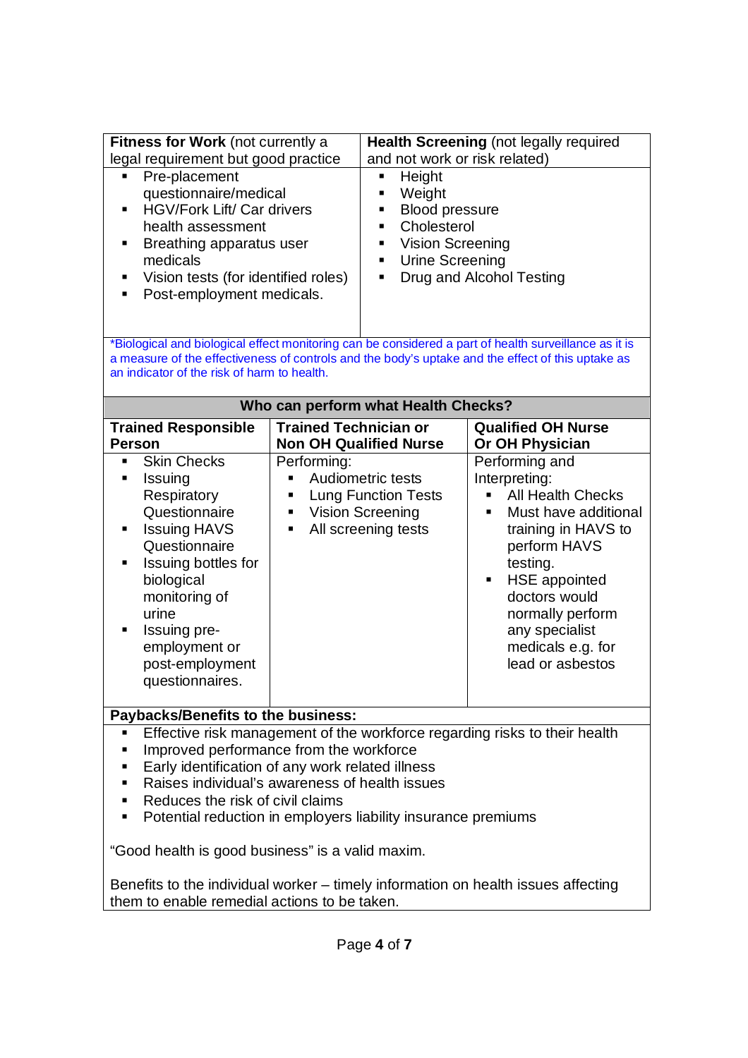| **Fitness for Work** (not currently a legal requirement but good practice | **Health Screening** (not legally required and not work or risk related) |
|---|---|
| ▪ Pre-placement questionnaire/medical<br>▪ HGV/Fork Lift/ Car drivers health assessment<br>▪ Breathing apparatus user medicals<br>▪ Vision tests (for identified roles)<br>▪ Post-employment medicals. | ▪ Height<br>▪ Weight<br>▪ Blood pressure<br>▪ Cholesterol<br>▪ Vision Screening<br>▪ Urine Screening<br>▪ Drug and Alcohol Testing |

*Biological and biological effect monitoring can be considered a part of health surveillance as it is a measure of the effectiveness of controls and the body's uptake and the effect of this uptake as an indicator of the risk of harm to health.

**Who can perform what Health Checks?**

| **Trained Responsible Person** | **Trained Technician or Non OH Qualified Nurse** | **Qualified OH Nurse Or OH Physician** |
|---|---|---|
| ▪ Skin Checks<br>▪ Issuing Respiratory Questionnaire<br>▪ Issuing HAVS Questionnaire<br>▪ Issuing bottles for biological monitoring of urine<br>▪ Issuing pre-employment or post-employment questionnaires. | Performing:<br>▪ Audiometric tests<br>▪ Lung Function Tests<br>▪ Vision Screening<br>▪ All screening tests | Performing and Interpreting:<br>▪ All Health Checks<br>▪ Must have additional training in HAVS to perform HAVS testing.<br>▪ HSE appointed doctors would normally perform any specialist medicals e.g. for lead or asbestos |

**Paybacks/Benefits to the business:**

- Effective risk management of the workforce regarding risks to their health
- Improved performance from the workforce
- Early identification of any work related illness
- Raises individual's awareness of health issues
- Reduces the risk of civil claims
- Potential reduction in employers liability insurance premiums

"Good health is good business" is a valid maxim.

Benefits to the individual worker – timely information on health issues affecting them to enable remedial actions to be taken.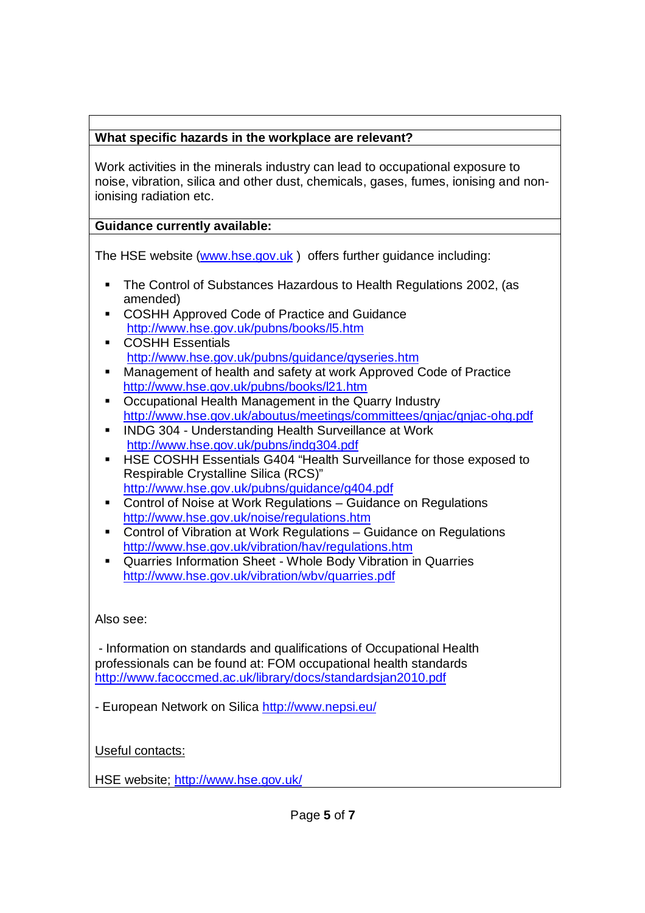**What specific hazards in the workplace are relevant?**

Work activities in the minerals industry can lead to occupational exposure to noise, vibration, silica and other dust, chemicals, gases, fumes, ionising and non-ionising radiation etc.

**Guidance currently available:**

The HSE website (www.hse.gov.uk ) offers further guidance including:

- The Control of Substances Hazardous to Health Regulations 2002, (as amended)
- COSHH Approved Code of Practice and Guidance http://www.hse.gov.uk/pubns/books/l5.htm
- COSHH Essentials http://www.hse.gov.uk/pubns/guidance/qyseries.htm
- Management of health and safety at work Approved Code of Practice http://www.hse.gov.uk/pubns/books/l21.htm
- Occupational Health Management in the Quarry Industry http://www.hse.gov.uk/aboutus/meetings/committees/qnjac/qnjac-ohg.pdf
- INDG 304 - Understanding Health Surveillance at Work http://www.hse.gov.uk/pubns/indg304.pdf
- HSE COSHH Essentials G404 “Health Surveillance for those exposed to Respirable Crystalline Silica (RCS)” http://www.hse.gov.uk/pubns/guidance/g404.pdf
- Control of Noise at Work Regulations – Guidance on Regulations http://www.hse.gov.uk/noise/regulations.htm
- Control of Vibration at Work Regulations – Guidance on Regulations http://www.hse.gov.uk/vibration/hav/regulations.htm
- Quarries Information Sheet - Whole Body Vibration in Quarries http://www.hse.gov.uk/vibration/wbv/quarries.pdf

Also see:

- Information on standards and qualifications of Occupational Health professionals can be found at: FOM occupational health standards http://www.facoccmed.ac.uk/library/docs/standardsjan2010.pdf

- European Network on Silica http://www.nepsi.eu/

Useful contacts:

HSE website; http://www.hse.gov.uk/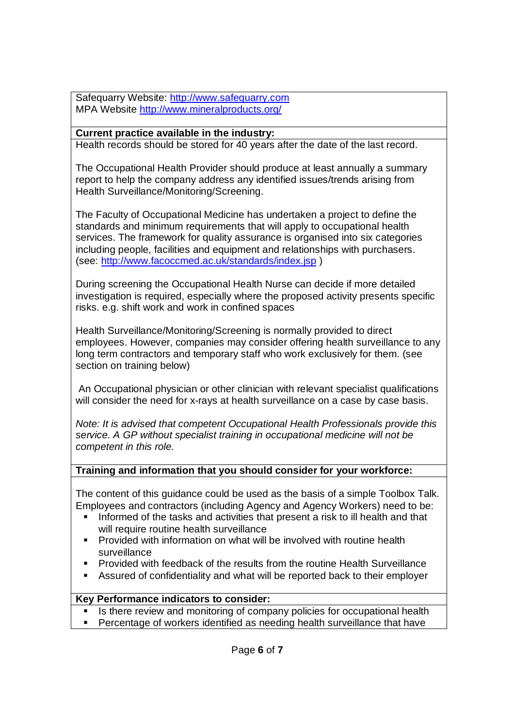Safequarry Website: http://www.safequarry.com
MPA Website http://www.mineralproducts.org/

**Current practice available in the industry:**

Health records should be stored for 40 years after the date of the last record.

The Occupational Health Provider should produce at least annually a summary report to help the company address any identified issues/trends arising from Health Surveillance/Monitoring/Screening.

The Faculty of Occupational Medicine has undertaken a project to define the standards and minimum requirements that will apply to occupational health services. The framework for quality assurance is organised into six categories including people, facilities and equipment and relationships with purchasers. (see: http://www.facoccmed.ac.uk/standards/index.jsp )

During screening the Occupational Health Nurse can decide if more detailed investigation is required, especially where the proposed activity presents specific risks. e.g. shift work and work in confined spaces

Health Surveillance/Monitoring/Screening is normally provided to direct employees. However, companies may consider offering health surveillance to any long term contractors and temporary staff who work exclusively for them. (see section on training below)

An Occupational physician or other clinician with relevant specialist qualifications will consider the need for x-rays at health surveillance on a case by case basis.

*Note: It is advised that competent Occupational Health Professionals provide this service. A GP without specialist training in occupational medicine will not be competent in this role.*

**Training and information that you should consider for your workforce:**

The content of this guidance could be used as the basis of a simple Toolbox Talk. Employees and contractors (including Agency and Agency Workers) need to be:

- Informed of the tasks and activities that present a risk to ill health and that will require routine health surveillance
- Provided with information on what will be involved with routine health surveillance
- Provided with feedback of the results from the routine Health Surveillance
- Assured of confidentiality and what will be reported back to their employer

**Key Performance indicators to consider:**

- Is there review and monitoring of company policies for occupational health
- Percentage of workers identified as needing health surveillance that have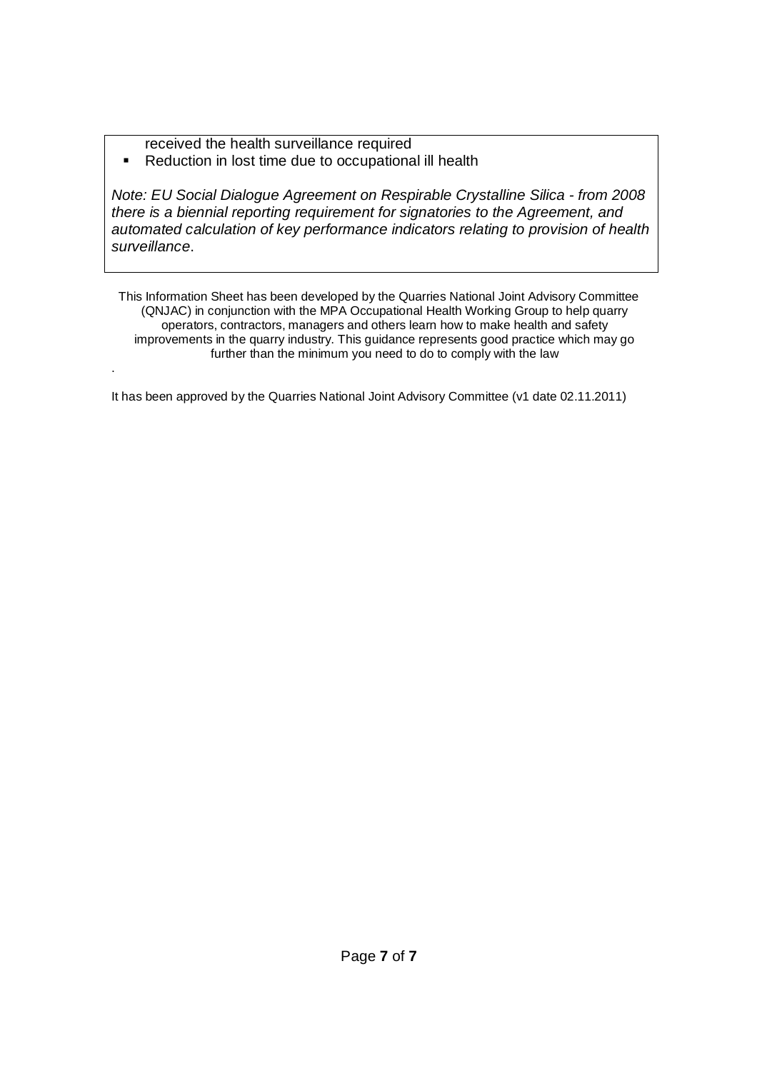received the health surveillance required

- Reduction in lost time due to occupational ill health

*Note: EU Social Dialogue Agreement on Respirable Crystalline Silica - from 2008 there is a biennial reporting requirement for signatories to the Agreement, and automated calculation of key performance indicators relating to provision of health surveillance*.

This Information Sheet has been developed by the Quarries National Joint Advisory Committee (QNJAC) in conjunction with the MPA Occupational Health Working Group to help quarry operators, contractors, managers and others learn how to make health and safety improvements in the quarry industry. This guidance represents good practice which may go further than the minimum you need to do to comply with the law

.

It has been approved by the Quarries National Joint Advisory Committee (v1 date 02.11.2011)